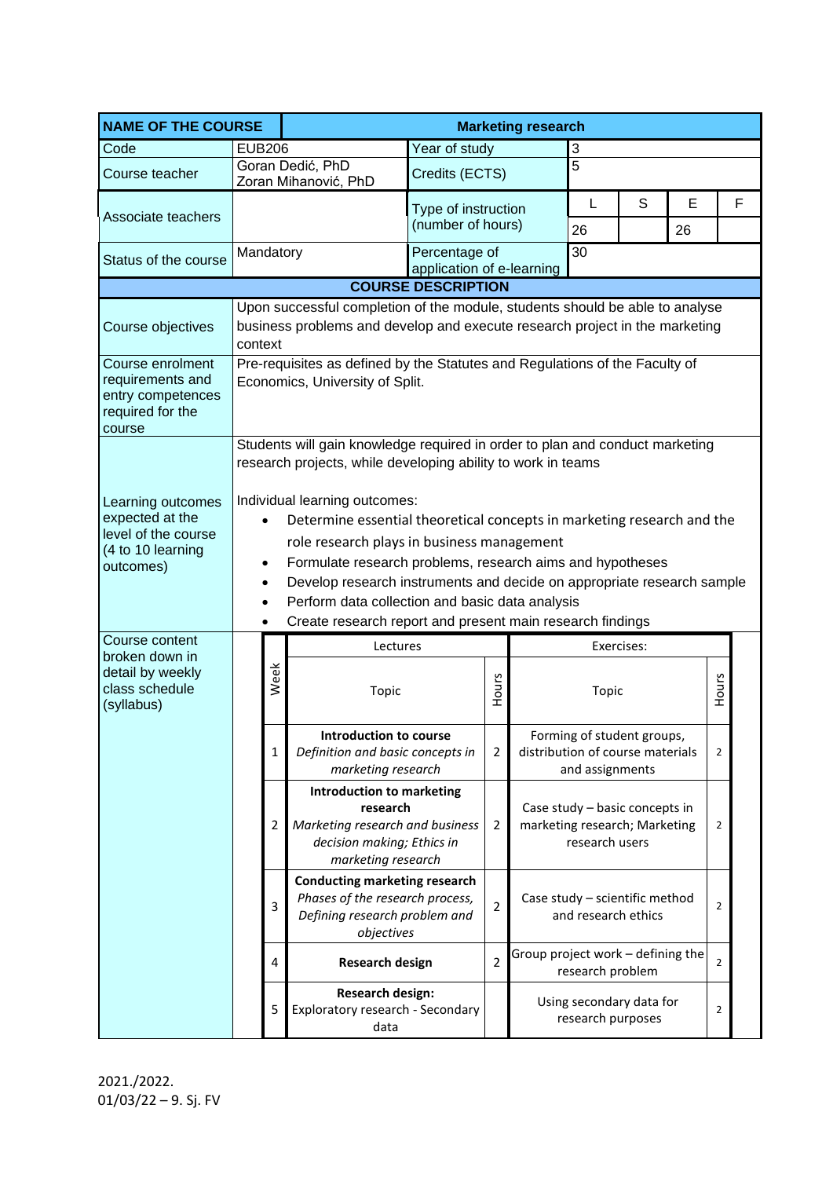| NAME OF THE COURSE | Marketing research | | | | | |
|---|---|---|---|---|---|---|
| Code | EUB206 | Year of study | 3 | | | |
| Course teacher | Goran Dedić, PhD<br>Zoran Mihanović, PhD | Credits (ECTS) | 5 | | | |
| Associate teachers | | Type of instruction (number of hours) | L | S | E | F |
| | | | 26 | | 26 | |
| Status of the course | Mandatory | Percentage of application of e-learning | 30 | | | |

**COURSE DESCRIPTION**

| | |
|---|---|
| Course objectives | Upon successful completion of the module, students should be able to analyse business problems and develop and execute research project in the marketing context |
| Course enrolment requirements and entry competences required for the course | Pre-requisites as defined by the Statutes and Regulations of the Faculty of Economics, University of Split. |
| Learning outcomes expected at the level of the course (4 to 10 learning outcomes) | Students will gain knowledge required in order to plan and conduct marketing research projects, while developing ability to work in teams<br><br>Individual learning outcomes:<br>• Determine essential theoretical concepts in marketing research and the role research plays in business management<br>• Formulate research problems, research aims and hypotheses<br>• Develop research instruments and decide on appropriate research sample<br>• Perform data collection and basic data analysis<br>• Create research report and present main research findings |

Course content broken down in detail by weekly class schedule (syllabus)

| Week | Lectures: Topic | Hours | Exercises: Topic | Hours |
|---|---|---|---|---|
| 1 | **Introduction to course**<br>*Definition and basic concepts in marketing research* | 2 | Forming of student groups, distribution of course materials and assignments | 2 |
| 2 | **Introduction to marketing research**<br>*Marketing research and business decision making; Ethics in marketing research* | 2 | Case study – basic concepts in marketing research; Marketing research users | 2 |
| 3 | **Conducting marketing research**<br>*Phases of the research process, Defining research problem and objectives* | 2 | Case study – scientific method and research ethics | 2 |
| 4 | **Research design** | 2 | Group project work – defining the research problem | 2 |
| 5 | **Research design:**<br>Exploratory research - Secondary data | | Using secondary data for research purposes | 2 |

2021./2022.
01/03/22 – 9. Sj. FV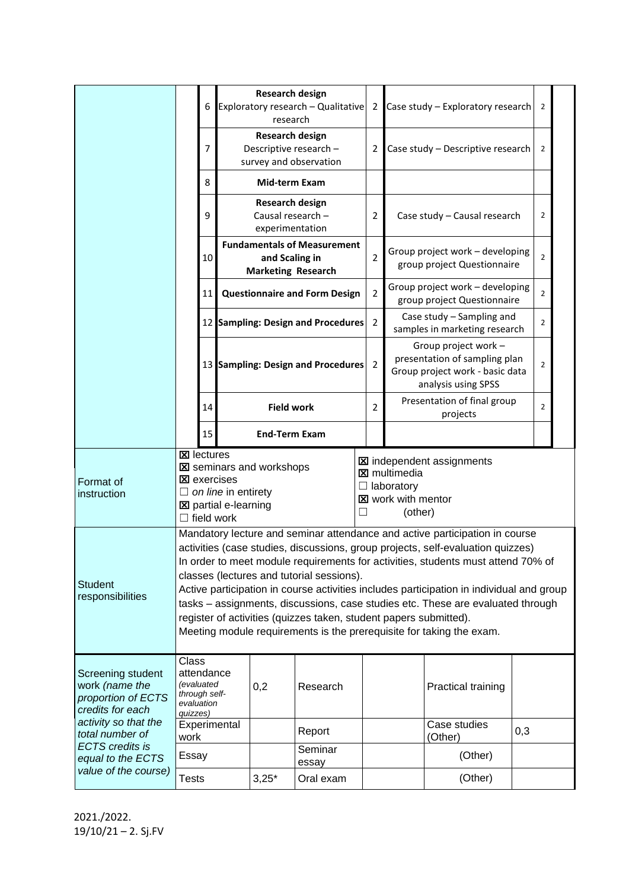| | Week | Lecture | Hours | Seminar / Exercise | Hours |
|---|---|---|---|---|---|
| | 6 | **Research design** Exploratory research – Qualitative research | 2 | Case study – Exploratory research | 2 |
| | 7 | **Research design** Descriptive research – survey and observation | 2 | Case study – Descriptive research | 2 |
| | 8 | **Mid-term Exam** | | | |
| | 9 | **Research design** Causal research – experimentation | 2 | Case study – Causal research | 2 |
| | 10 | **Fundamentals of Measurement and Scaling in Marketing Research** | 2 | Group project work – developing group project Questionnaire | 2 |
| | 11 | **Questionnaire and Form Design** | 2 | Group project work – developing group project Questionnaire | 2 |
| | 12 | **Sampling: Design and Procedures** | 2 | Case study – Sampling and samples in marketing research | 2 |
| | 13 | **Sampling: Design and Procedures** | 2 | Group project work – presentation of sampling plan Group project work - basic data analysis using SPSS | 2 |
| | 14 | **Field work** | 2 | Presentation of final group projects | 2 |
| | 15 | **End-Term Exam** | | | |

| | | |
|---|---|---|
| Format of instruction | ☒ lectures<br>☒ seminars and workshops<br>☒ exercises<br>☐ *on line* in entirety<br>☒ partial e-learning<br>☐ field work | ☒ independent assignments<br>☒ multimedia<br>☐ laboratory<br>☒ work with mentor<br>☐ (other) |
| Student responsibilities | Mandatory lecture and seminar attendance and active participation in course activities (case studies, discussions, group projects, self-evaluation quizzes)<br>In order to meet module requirements for activities, students must attend 70% of classes (lectures and tutorial sessions).<br>Active participation in course activities includes participation in individual and group tasks – assignments, discussions, case studies etc. These are evaluated through register of activities (quizzes taken, student papers submitted).<br>Meeting module requirements is the prerequisite for taking the exam. | |

| Screening student work *(name the proportion of ECTS credits for each activity so that the total number of ECTS credits is equal to the ECTS value of the course)* | | | | | |
|---|---|---|---|---|---|
| Class attendance *(evaluated through self-evaluation quizzes)* | 0,2 | Research | | Practical training | |
| Experimental work | | Report | | Case studies (Other) | 0,3 |
| Essay | | Seminar essay | | (Other) | |
| Tests | 3,25* | Oral exam | | (Other) | |

2021./2022.
19/10/21 – 2. Sj.FV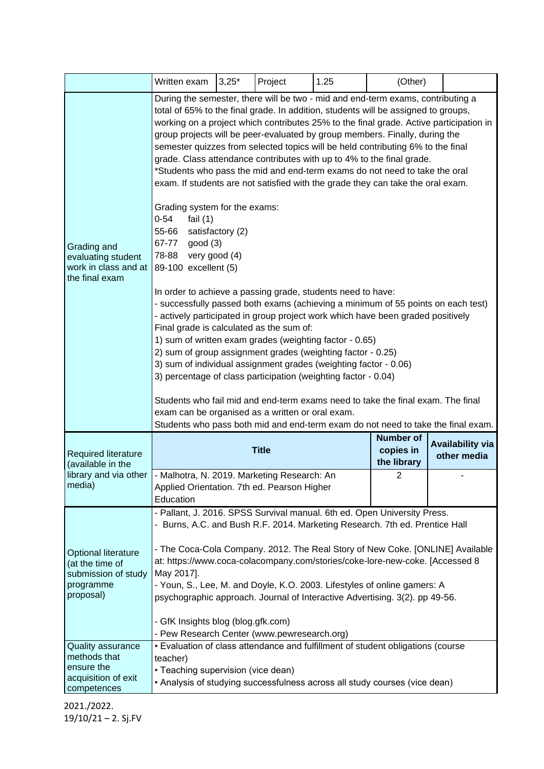| | Written exam | 3,25* | Project | 1.25 | (Other) | |
|---|---|---|---|---|---|---|
| Grading and evaluating student work in class and at the final exam | During the semester, there will be two - mid and end-term exams, contributing a total of 65% to the final grade. In addition, students will be assigned to groups, working on a project which contributes 25% to the final grade. Active participation in group projects will be peer-evaluated by group members. Finally, during the semester quizzes from selected topics will be held contributing 6% to the final grade. Class attendance contributes with up to 4% to the final grade.<br>*Students who pass the mid and end-term exams do not need to take the oral exam. If students are not satisfied with the grade they can take the oral exam.<br><br>Grading system for the exams:<br>0-54 fail (1)<br>55-66 satisfactory (2)<br>67-77 good (3)<br>78-88 very good (4)<br>89-100 excellent (5)<br><br>In order to achieve a passing grade, students need to have:<br>- successfully passed both exams (achieving a minimum of 55 points on each test)<br>- actively participated in group project work which have been graded positively<br>Final grade is calculated as the sum of:<br>1) sum of written exam grades (weighting factor - 0.65)<br>2) sum of group assignment grades (weighting factor - 0.25)<br>3) sum of individual assignment grades (weighting factor - 0.06)<br>3) percentage of class participation (weighting factor - 0.04)<br><br>Students who fail mid and end-term exams need to take the final exam. The final exam can be organised as a written or oral exam.<br>Students who pass both mid and end-term exam do not need to take the final exam. | | | | | |
| Required literature (available in the library and via other media) | **Title** | | | | **Number of copies in the library** | **Availability via other media** |
| | - Malhotra, N. 2019. Marketing Research: An Applied Orientation. 7th ed. Pearson Higher Education | | | | 2 | - |
| Optional literature (at the time of submission of study programme proposal) | - Pallant, J. 2016. SPSS Survival manual. 6th ed. Open University Press.<br>- Burns, A.C. and Bush R.F. 2014. Marketing Research. 7th ed. Prentice Hall<br><br>- The Coca-Cola Company. 2012. The Real Story of New Coke. [ONLINE] Available at: https://www.coca-colacompany.com/stories/coke-lore-new-coke. [Accessed 8 May 2017].<br>- Youn, S., Lee, M. and Doyle, K.O. 2003. Lifestyles of online gamers: A psychographic approach. Journal of Interactive Advertising. 3(2). pp 49-56.<br><br>- GfK Insights blog (blog.gfk.com)<br>- Pew Research Center (www.pewresearch.org) | | | | | |
| Quality assurance methods that ensure the acquisition of exit competences | • Evaluation of class attendance and fulfillment of student obligations (course teacher)<br>• Teaching supervision (vice dean)<br>• Analysis of studying successfulness across all study courses (vice dean) | | | | | |

2021./2022.
19/10/21 – 2. Sj.FV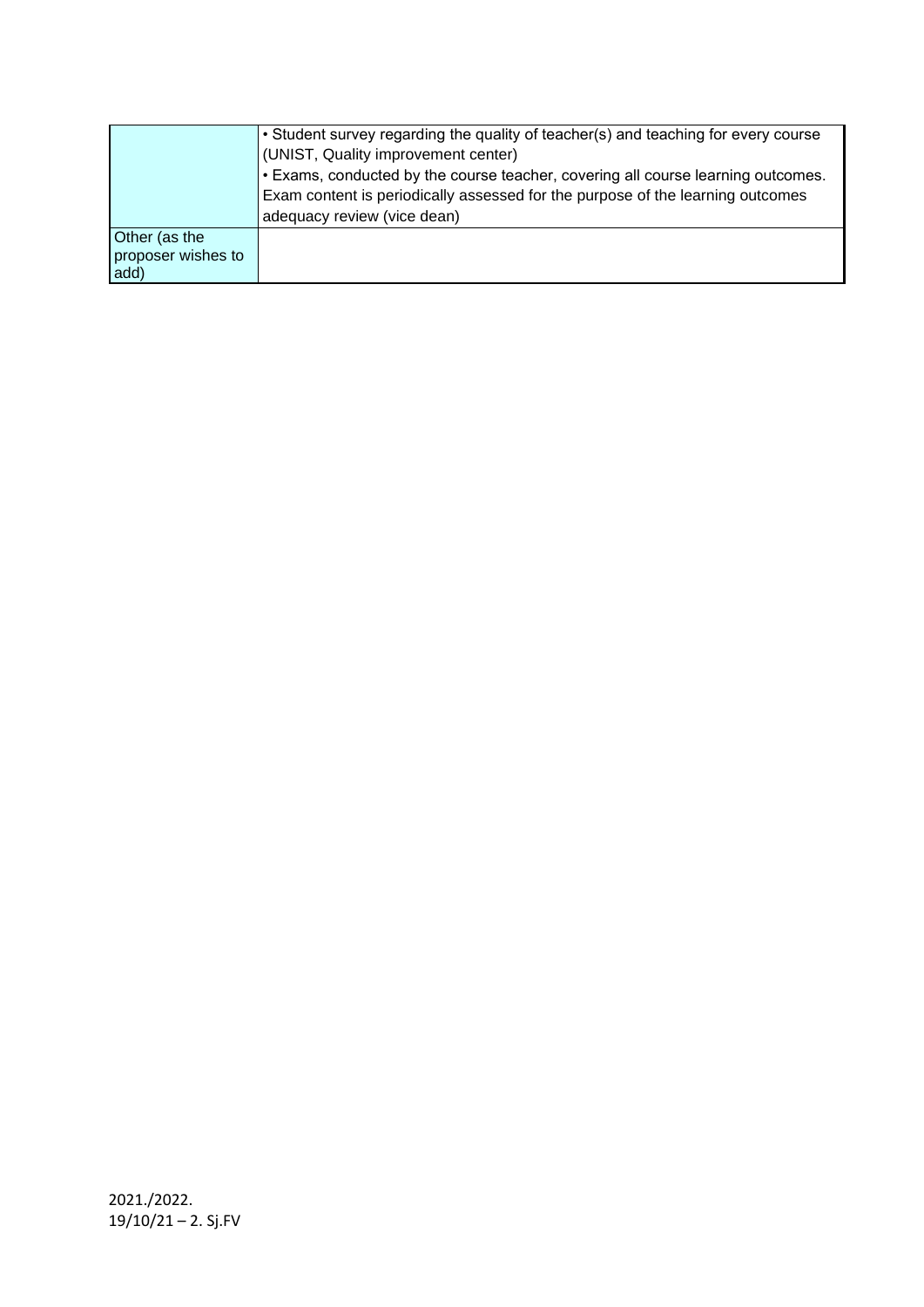| | |
|---|---|
| | • Student survey regarding the quality of teacher(s) and teaching for every course (UNIST, Quality improvement center)<br>• Exams, conducted by the course teacher, covering all course learning outcomes. Exam content is periodically assessed for the purpose of the learning outcomes adequacy review (vice dean) |
| Other (as the proposer wishes to add) | |

2021./2022.
19/10/21 – 2. Sj.FV